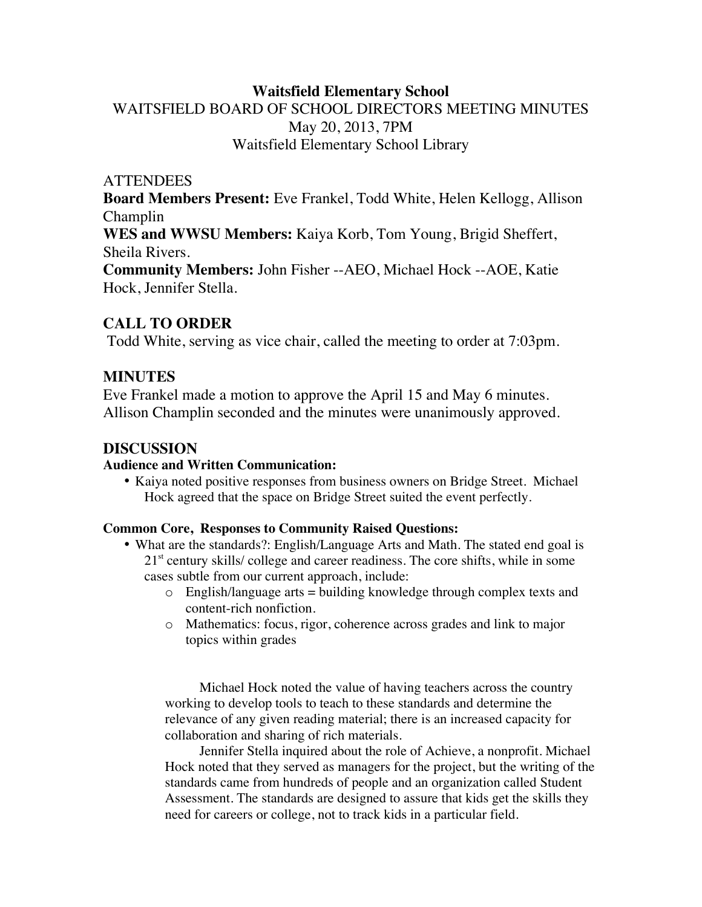**Waitsfield Elementary School**

WAITSFIELD BOARD OF SCHOOL DIRECTORS MEETING MINUTES

May 20, 2013, 7PM

Waitsfield Elementary School Library

ATTENDEES

**Board Members Present:** Eve Frankel, Todd White, Helen Kellogg, Allison Champlin

**WES and WWSU Members:** Kaiya Korb, Tom Young, Brigid Sheffert, Sheila Rivers.

**Community Members:** John Fisher --AEO, Michael Hock --AOE, Katie Hock, Jennifer Stella.

## CALL TO ORDER

Todd White, serving as vice chair, called the meeting to order at 7:03pm.

## MINUTES

Eve Frankel made a motion to approve the April 15 and May 6 minutes. Allison Champlin seconded and the minutes were unanimously approved.

## DISCUSSION

**Audience and Written Communication:**

- Kaiya noted positive responses from business owners on Bridge Street. Michael Hock agreed that the space on Bridge Street suited the event perfectly.

**Common Core, Responses to Community Raised Questions:**

- What are the standards?: English/Language Arts and Math. The stated end goal is 21st century skills/ college and career readiness. The core shifts, while in some cases subtle from our current approach, include:
  - English/language arts = building knowledge through complex texts and content-rich nonfiction.
  - Mathematics: focus, rigor, coherence across grades and link to major topics within grades

  Michael Hock noted the value of having teachers across the country working to develop tools to teach to these standards and determine the relevance of any given reading material; there is an increased capacity for collaboration and sharing of rich materials.

  Jennifer Stella inquired about the role of Achieve, a nonprofit. Michael Hock noted that they served as managers for the project, but the writing of the standards came from hundreds of people and an organization called Student Assessment. The standards are designed to assure that kids get the skills they need for careers or college, not to track kids in a particular field.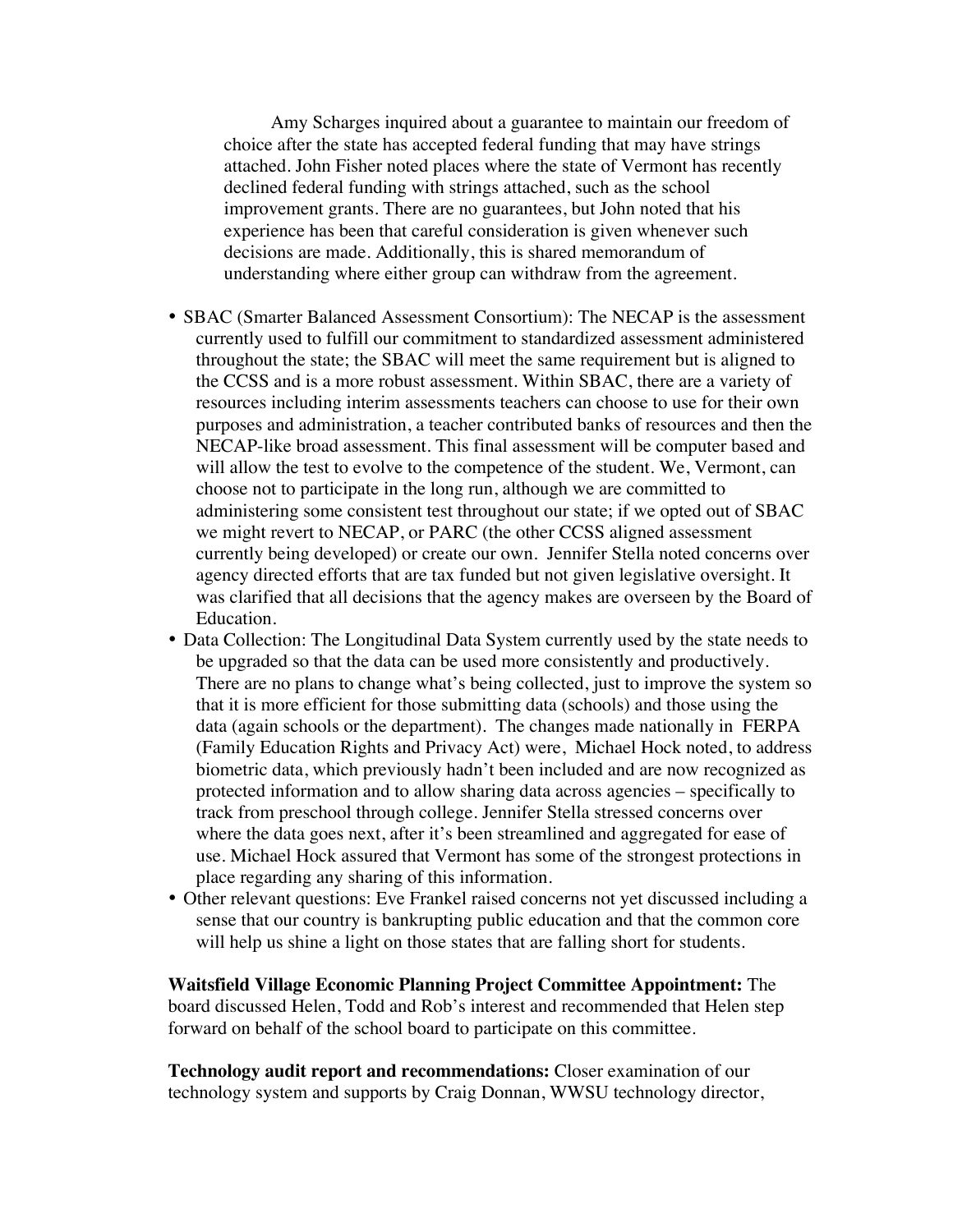Amy Scharges inquired about a guarantee to maintain our freedom of choice after the state has accepted federal funding that may have strings attached. John Fisher noted places where the state of Vermont has recently declined federal funding with strings attached, such as the school improvement grants. There are no guarantees, but John noted that his experience has been that careful consideration is given whenever such decisions are made. Additionally, this is shared memorandum of understanding where either group can withdraw from the agreement.

- SBAC (Smarter Balanced Assessment Consortium): The NECAP is the assessment currently used to fulfill our commitment to standardized assessment administered throughout the state; the SBAC will meet the same requirement but is aligned to the CCSS and is a more robust assessment. Within SBAC, there are a variety of resources including interim assessments teachers can choose to use for their own purposes and administration, a teacher contributed banks of resources and then the NECAP-like broad assessment. This final assessment will be computer based and will allow the test to evolve to the competence of the student. We, Vermont, can choose not to participate in the long run, although we are committed to administering some consistent test throughout our state; if we opted out of SBAC we might revert to NECAP, or PARC (the other CCSS aligned assessment currently being developed) or create our own. Jennifer Stella noted concerns over agency directed efforts that are tax funded but not given legislative oversight. It was clarified that all decisions that the agency makes are overseen by the Board of Education.
- Data Collection: The Longitudinal Data System currently used by the state needs to be upgraded so that the data can be used more consistently and productively. There are no plans to change what's being collected, just to improve the system so that it is more efficient for those submitting data (schools) and those using the data (again schools or the department). The changes made nationally in FERPA (Family Education Rights and Privacy Act) were, Michael Hock noted, to address biometric data, which previously hadn't been included and are now recognized as protected information and to allow sharing data across agencies – specifically to track from preschool through college. Jennifer Stella stressed concerns over where the data goes next, after it's been streamlined and aggregated for ease of use. Michael Hock assured that Vermont has some of the strongest protections in place regarding any sharing of this information.
- Other relevant questions: Eve Frankel raised concerns not yet discussed including a sense that our country is bankrupting public education and that the common core will help us shine a light on those states that are falling short for students.

**Waitsfield Village Economic Planning Project Committee Appointment:** The board discussed Helen, Todd and Rob's interest and recommended that Helen step forward on behalf of the school board to participate on this committee.

**Technology audit report and recommendations:** Closer examination of our technology system and supports by Craig Donnan, WWSU technology director,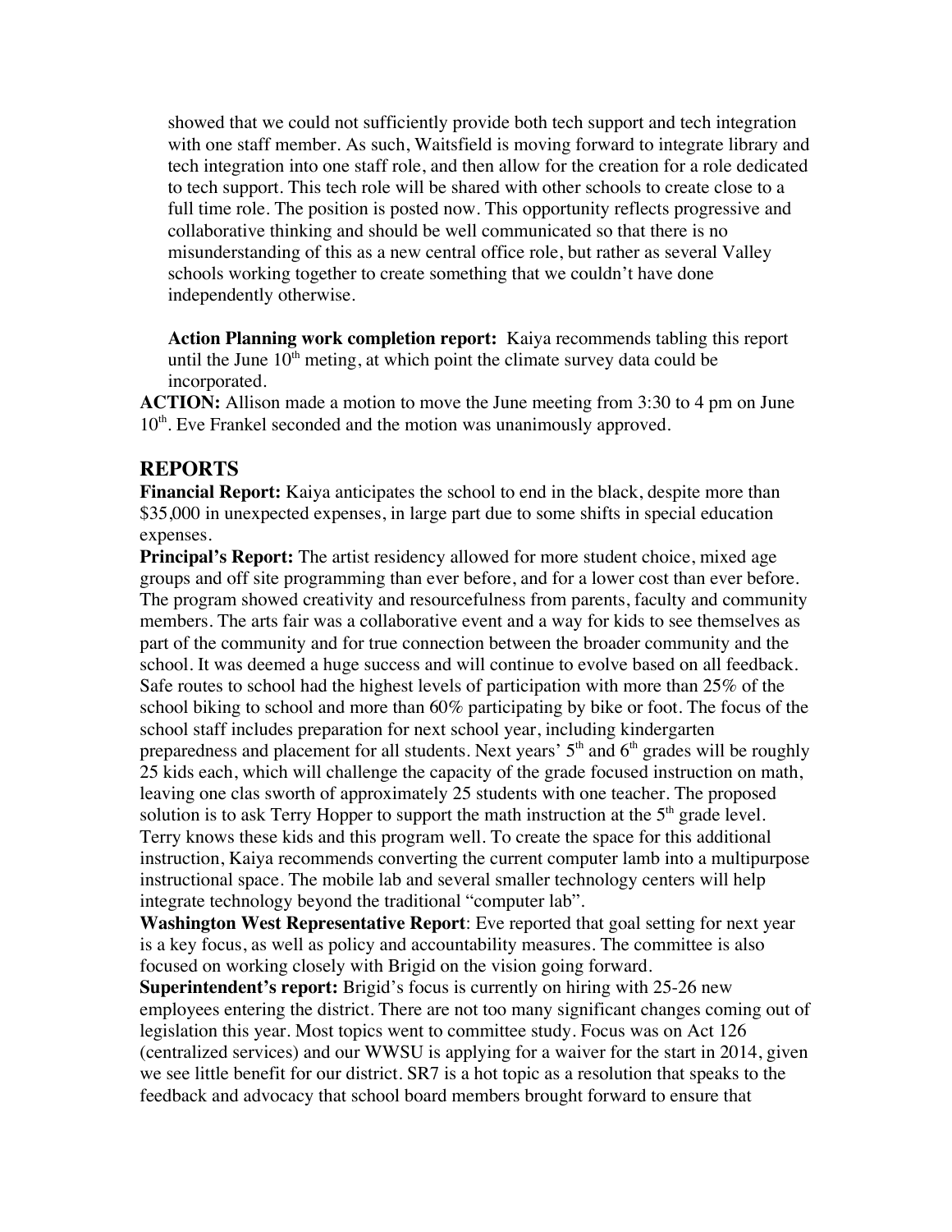showed that we could not sufficiently provide both tech support and tech integration with one staff member. As such, Waitsfield is moving forward to integrate library and tech integration into one staff role, and then allow for the creation for a role dedicated to tech support. This tech role will be shared with other schools to create close to a full time role. The position is posted now. This opportunity reflects progressive and collaborative thinking and should be well communicated so that there is no misunderstanding of this as a new central office role, but rather as several Valley schools working together to create something that we couldn't have done independently otherwise.

**Action Planning work completion report:** Kaiya recommends tabling this report until the June 10th meting, at which point the climate survey data could be incorporated.

**ACTION:** Allison made a motion to move the June meeting from 3:30 to 4 pm on June 10th. Eve Frankel seconded and the motion was unanimously approved.

## REPORTS

**Financial Report:** Kaiya anticipates the school to end in the black, despite more than $35,000 in unexpected expenses, in large part due to some shifts in special education expenses.

**Principal's Report:** The artist residency allowed for more student choice, mixed age groups and off site programming than ever before, and for a lower cost than ever before. The program showed creativity and resourcefulness from parents, faculty and community members. The arts fair was a collaborative event and a way for kids to see themselves as part of the community and for true connection between the broader community and the school. It was deemed a huge success and will continue to evolve based on all feedback. Safe routes to school had the highest levels of participation with more than 25% of the school biking to school and more than 60% participating by bike or foot. The focus of the school staff includes preparation for next school year, including kindergarten preparedness and placement for all students. Next years' 5th and 6th grades will be roughly 25 kids each, which will challenge the capacity of the grade focused instruction on math, leaving one clas sworth of approximately 25 students with one teacher. The proposed solution is to ask Terry Hopper to support the math instruction at the 5th grade level. Terry knows these kids and this program well. To create the space for this additional instruction, Kaiya recommends converting the current computer lamb into a multipurpose instructional space. The mobile lab and several smaller technology centers will help integrate technology beyond the traditional "computer lab".

**Washington West Representative Report**: Eve reported that goal setting for next year is a key focus, as well as policy and accountability measures. The committee is also focused on working closely with Brigid on the vision going forward.

**Superintendent's report:** Brigid's focus is currently on hiring with 25-26 new employees entering the district. There are not too many significant changes coming out of legislation this year. Most topics went to committee study. Focus was on Act 126 (centralized services) and our WWSU is applying for a waiver for the start in 2014, given we see little benefit for our district. SR7 is a hot topic as a resolution that speaks to the feedback and advocacy that school board members brought forward to ensure that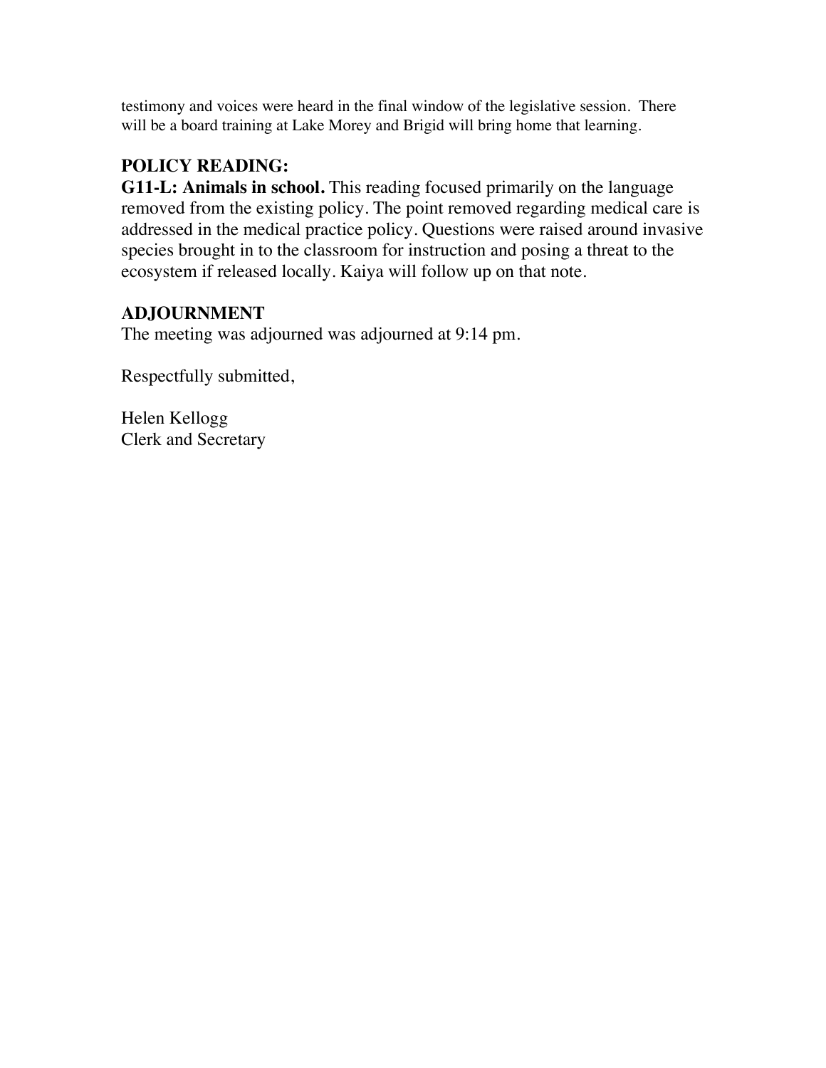testimony and voices were heard in the final window of the legislative session. There will be a board training at Lake Morey and Brigid will bring home that learning.

**POLICY READING:**

**G11-L: Animals in school.** This reading focused primarily on the language removed from the existing policy. The point removed regarding medical care is addressed in the medical practice policy. Questions were raised around invasive species brought in to the classroom for instruction and posing a threat to the ecosystem if released locally. Kaiya will follow up on that note.

**ADJOURNMENT**

The meeting was adjourned was adjourned at 9:14 pm.

Respectfully submitted,

Helen Kellogg
Clerk and Secretary